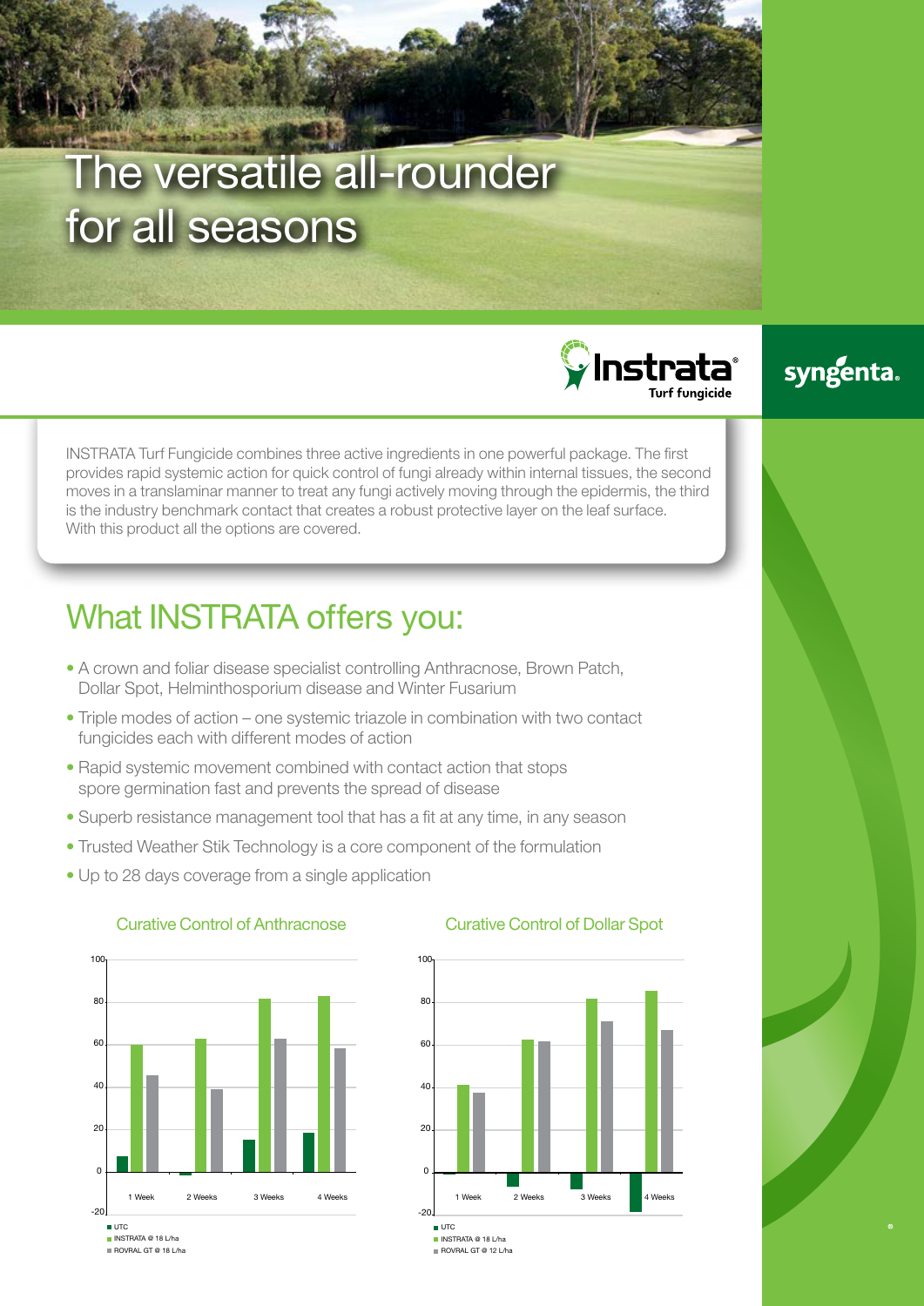#  The versatile all-rounder for all seasons

Instrata® Turf fungicide

syngenta.

INSTRATA Turf Fungicide combines three active ingredients in one powerful package. The first provides rapid systemic action for quick control of fungi already within internal tissues, the second moves in a translaminar manner to treat any fungi actively moving through the epidermis, the third is the industry benchmark contact that creates a robust protective layer on the leaf surface. With this product all the options are covered.

## What INSTRATA offers you:

- A crown and foliar disease specialist controlling Anthracnose, Brown Patch, Dollar Spot, Helminthosporium disease and Winter Fusarium
- Triple modes of action – one systemic triazole in combination with two contact fungicides each with different modes of action
- Rapid systemic movement combined with contact action that stops spore germination fast and prevents the spread of disease
- Superb resistance management tool that has a fit at any time, in any season
- Trusted Weather Stik Technology is a core component of the formulation
- Up to 28 days coverage from a single application

### Curative Control of Anthracnose

Legend: UTC; INSTRATA @ 18 L/ha; ROVRAL GT @ 18 L/ha

Y-axis: -20 to 100. X-axis: 1 Week, 2 Weeks, 3 Weeks, 4 Weeks

### Curative Control of Dollar Spot

Legend: UTC; INSTRATA @ 18 L/ha; ROVRAL GT @ 12 L/ha

Y-axis: -20 to 100. X-axis: 1 Week, 2 Weeks, 3 Weeks, 4 Weeks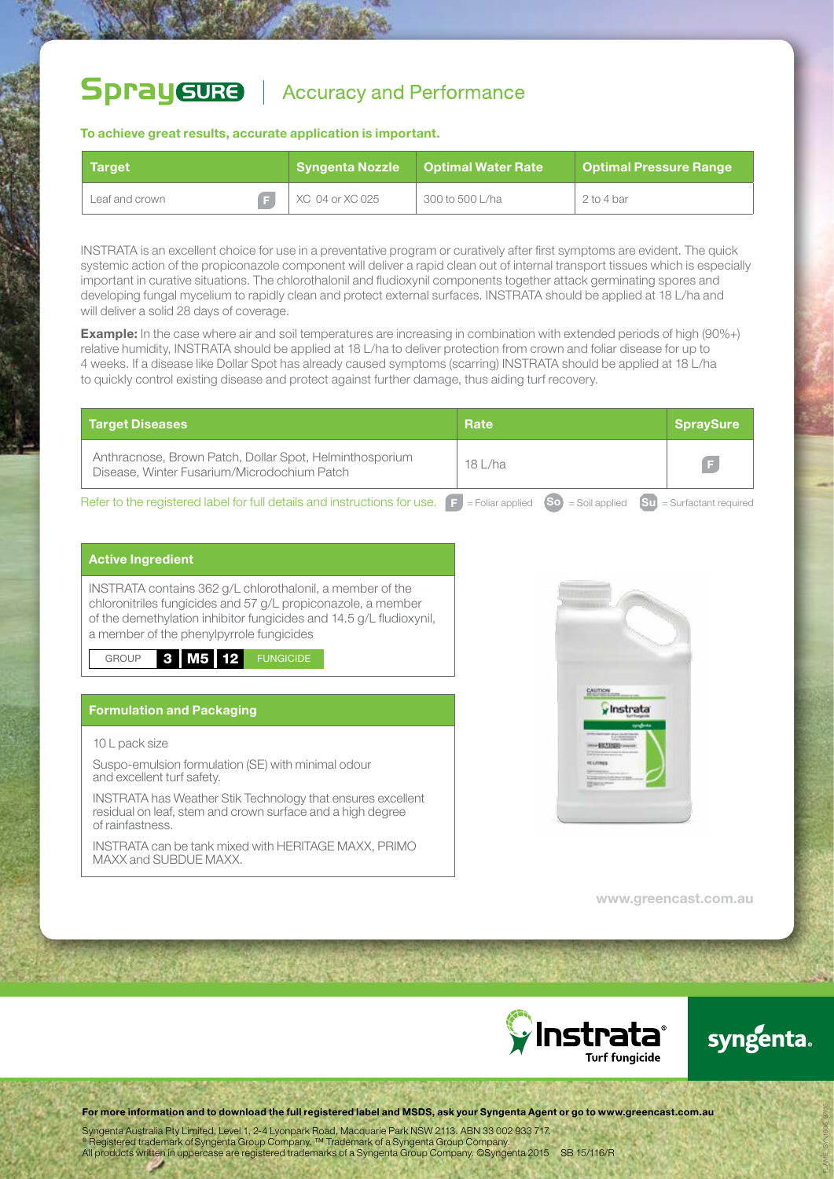# SpraySURE | Accuracy and Performance

**To achieve great results, accurate application is important.**

| Target | Syngenta Nozzle | Optimal Water Rate | Optimal Pressure Range |
|---|---|---|---|
| Leaf and crown F | XC 04 or XC 025 | 300 to 500 L/ha | 2 to 4 bar |

INSTRATA is an excellent choice for use in a preventative program or curatively after first symptoms are evident. The quick systemic action of the propiconazole component will deliver a rapid clean out of internal transport tissues which is especially important in curative situations. The chlorothalonil and fludioxynil components together attack germinating spores and developing fungal mycelium to rapidly clean and protect external surfaces. INSTRATA should be applied at 18 L/ha and will deliver a solid 28 days of coverage.

**Example:** In the case where air and soil temperatures are increasing in combination with extended periods of high (90%+) relative humidity, INSTRATA should be applied at 18 L/ha to deliver protection from crown and foliar disease for up to 4 weeks. If a disease like Dollar Spot has already caused symptoms (scarring) INSTRATA should be applied at 18 L/ha to quickly control existing disease and protect against further damage, thus aiding turf recovery.

| Target Diseases | Rate | SpraySure |
|---|---|---|
| Anthracnose, Brown Patch, Dollar Spot, Helminthosporium Disease, Winter Fusarium/Microdochium Patch | 18 L/ha | F |

Refer to the registered label for full details and instructions for use. F = Foliar applied So = Soil applied Su = Surfactant required

## Active Ingredient

INSTRATA contains 362 g/L chlorothalonil, a member of the chloronitriles fungicides and 57 g/L propiconazole, a member of the demethylation inhibitor fungicides and 14.5 g/L fludioxynil, a member of the phenylpyrrole fungicides

GROUP 3 M5 12 FUNGICIDE

## Formulation and Packaging

10 L pack size

Suspo-emulsion formulation (SE) with minimal odour and excellent turf safety.

INSTRATA has Weather Stik Technology that ensures excellent residual on leaf, stem and crown surface and a high degree of rainfastness.

INSTRATA can be tank mixed with HERITAGE MAXX, PRIMO MAXX and SUBDUE MAXX.

www.greencast.com.au

Instrata® Turf fungicide

syngenta.

**For more information and to download the full registered label and MSDS, ask your Syngenta Agent or go to www.greencast.com.au**

Syngenta Australia Pty Limited, Level 1, 2-4 Lyonpark Road, Macquarie Park NSW 2113. ABN 33 002 933 717.
® Registered trademark of Syngenta Group Company. ™ Trademark of a Syngenta Group Company.
All products written in uppercase are registered trademarks of a Syngenta Group Company. ©Syngenta 2015 SB 15/116/R